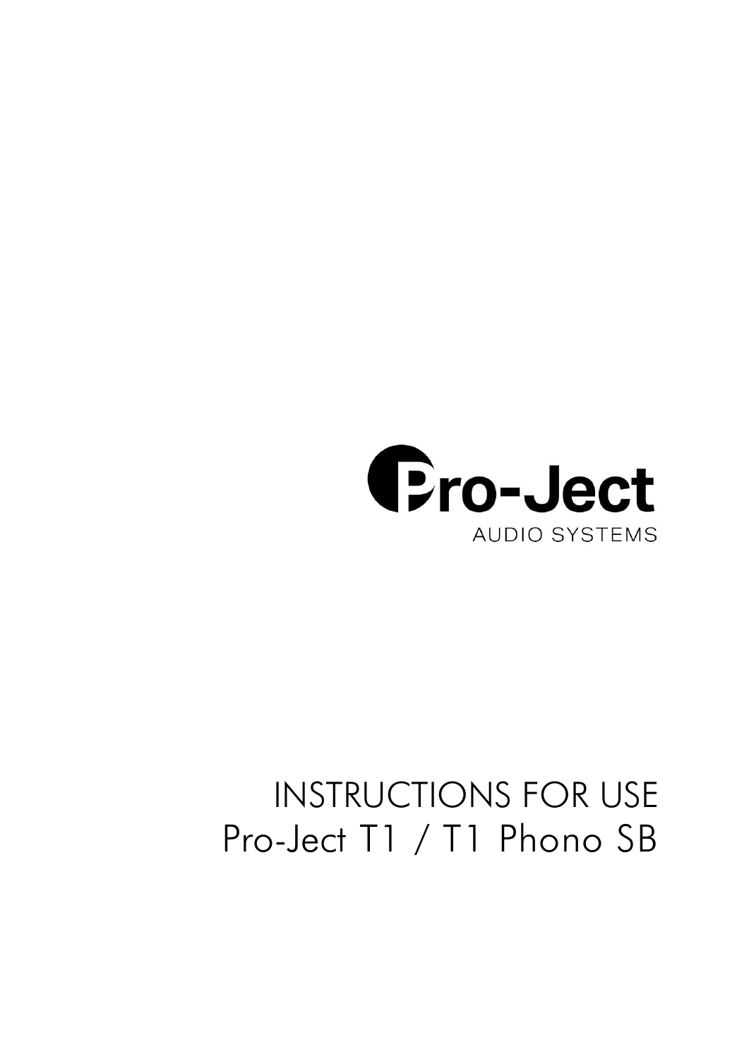Pro-Ject

AUDIO SYSTEMS

# INSTRUCTIONS FOR USE

# Pro-Ject T1 / T1 Phono SB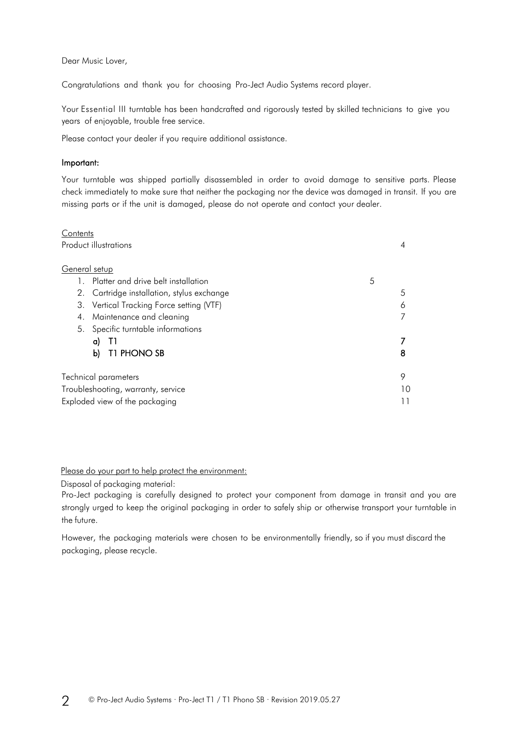Dear Music Lover,

Congratulations and thank you for choosing Pro-Ject Audio Systems record player.

Your Essential III turntable has been handcrafted and rigorously tested by skilled technicians to give you years of enjoyable, trouble free service.

Please contact your dealer if you require additional assistance.

**Important:**

Your turntable was shipped partially disassembled in order to avoid damage to sensitive parts. Please check immediately to make sure that neither the packaging nor the device was damaged in transit. If you are missing parts or if the unit is damaged, please do not operate and contact your dealer.

<u>Contents</u>

| | |
|---|---|
| Product illustrations | 4 |
| <u>General setup</u> | |
| 1. Platter and drive belt installation | 5 |
| 2. Cartridge installation, stylus exchange | 5 |
| 3. Vertical Tracking Force setting (VTF) | 6 |
| 4. Maintenance and cleaning | 7 |
| 5. Specific turntable informations | |
| a) **T1** | **7** |
| b) **T1 PHONO SB** | **8** |
| Technical parameters | 9 |
| Troubleshooting, warranty, service | 10 |
| Exploded view of the packaging | 11 |

<u>Please do your part to help protect the environment:</u>

Disposal of packaging material:

Pro-Ject packaging is carefully designed to protect your component from damage in transit and you are strongly urged to keep the original packaging in order to safely ship or otherwise transport your turntable in the future.

However, the packaging materials were chosen to be environmentally friendly, so if you must discard the packaging, please recycle.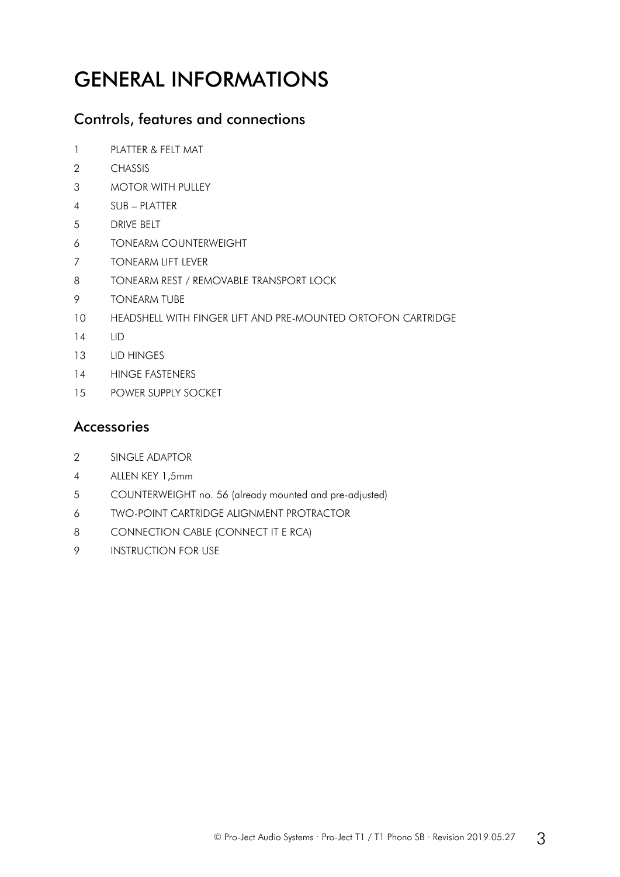# GENERAL INFORMATIONS

## Controls, features and connections

1 PLATTER & FELT MAT

2 CHASSIS

3 MOTOR WITH PULLEY

4 SUB – PLATTER

5 DRIVE BELT

6 TONEARM COUNTERWEIGHT

7 TONEARM LIFT LEVER

8 TONEARM REST / REMOVABLE TRANSPORT LOCK

9 TONEARM TUBE

10 HEADSHELL WITH FINGER LIFT AND PRE-MOUNTED ORTOFON CARTRIDGE

14 LID

13 LID HINGES

14 HINGE FASTENERS

15 POWER SUPPLY SOCKET

## Accessories

2 SINGLE ADAPTOR

4 ALLEN KEY 1,5mm

5 COUNTERWEIGHT no. 56 (already mounted and pre-adjusted)

6 TWO-POINT CARTRIDGE ALIGNMENT PROTRACTOR

8 CONNECTION CABLE (CONNECT IT E RCA)

9 INSTRUCTION FOR USE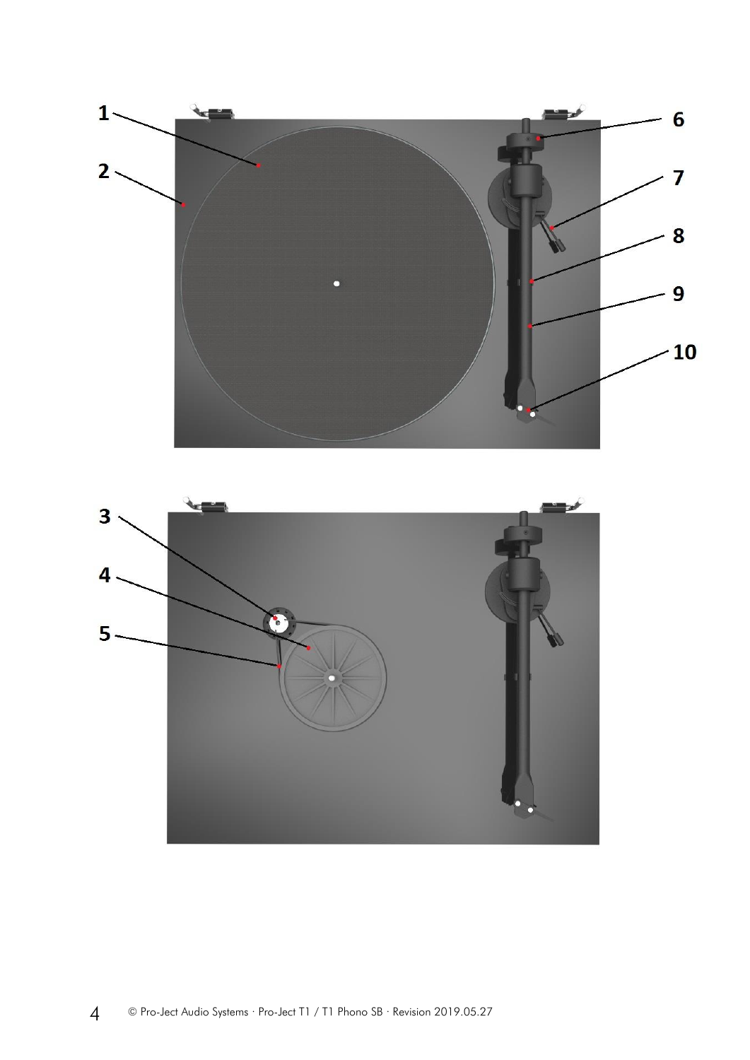1

2

6

7

8

9

10

3

4

5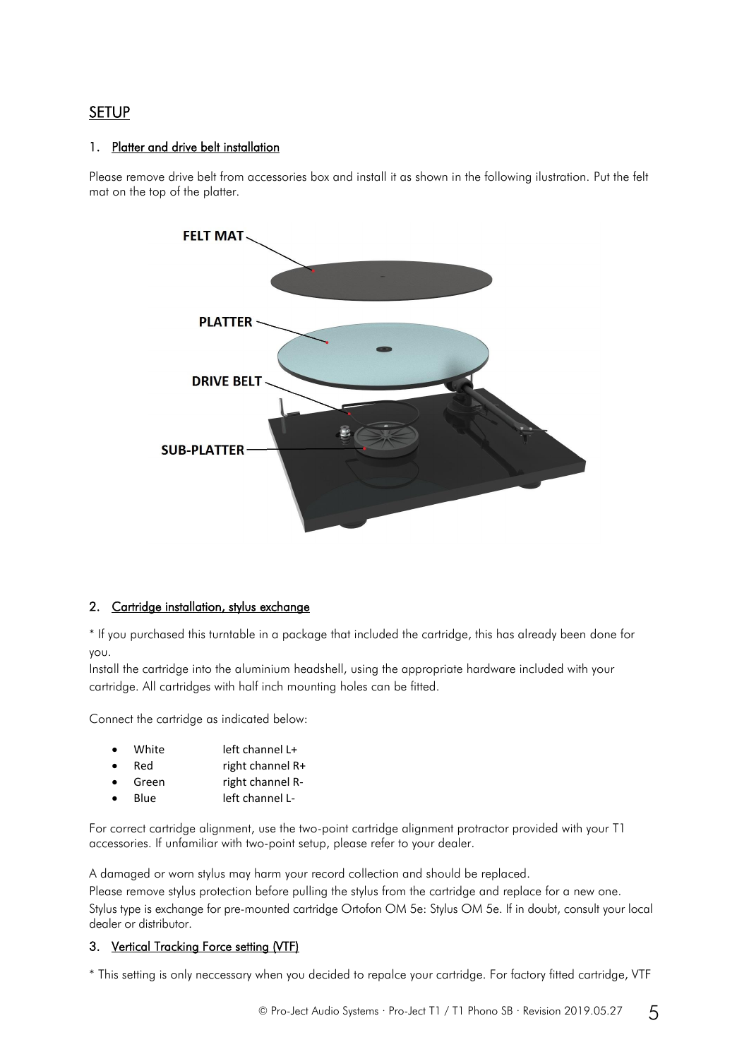## SETUP

### 1. Platter and drive belt installation

Please remove drive belt from accessories box and install it as shown in the following ilustration. Put the felt mat on the top of the platter.

FELT MAT

PLATTER

DRIVE BELT

SUB-PLATTER

### 2. Cartridge installation, stylus exchange

* If you purchased this turntable in a package that included the cartridge, this has already been done for you.
Install the cartridge into the aluminium headshell, using the appropriate hardware included with your cartridge. All cartridges with half inch mounting holes can be fitted.

Connect the cartridge as indicated below:

- White left channel L+
- Red right channel R+
- Green right channel R-
- Blue left channel L-

For correct cartridge alignment, use the two-point cartridge alignment protractor provided with your T1 accessories. If unfamiliar with two-point setup, please refer to your dealer.

A damaged or worn stylus may harm your record collection and should be replaced.
Please remove stylus protection before pulling the stylus from the cartridge and replace for a new one.
Stylus type is exchange for pre-mounted cartridge Ortofon OM 5e: Stylus OM 5e. If in doubt, consult your local dealer or distributor.

### 3. Vertical Tracking Force setting (VTF)

* This setting is only neccessary when you decided to repalce your cartridge. For factory fitted cartridge, VTF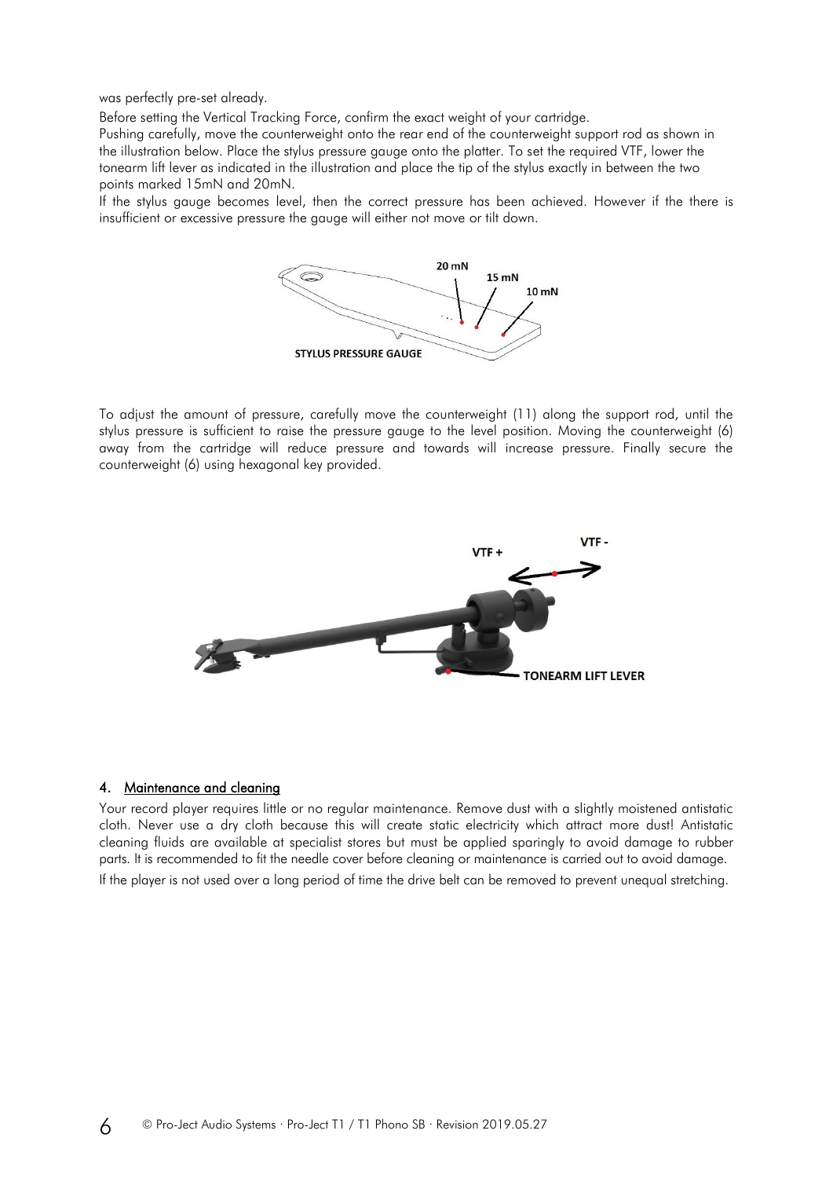was perfectly pre-set already.

Before setting the Vertical Tracking Force, confirm the exact weight of your cartridge.

Pushing carefully, move the counterweight onto the rear end of the counterweight support rod as shown in the illustration below. Place the stylus pressure gauge onto the platter. To set the required VTF, lower the tonearm lift lever as indicated in the illustration and place the tip of the stylus exactly in between the two points marked 15mN and 20mN.

If the stylus gauge becomes level, then the correct pressure has been achieved. However if the there is insufficient or excessive pressure the gauge will either not move or tilt down.

To adjust the amount of pressure, carefully move the counterweight (11) along the support rod, until the stylus pressure is sufficient to raise the pressure gauge to the level position. Moving the counterweight (6) away from the cartridge will reduce pressure and towards will increase pressure. Finally secure the counterweight (6) using hexagonal key provided.

## 4. Maintenance and cleaning

Your record player requires little or no regular maintenance. Remove dust with a slightly moistened antistatic cloth. Never use a dry cloth because this will create static electricity which attract more dust! Antistatic cleaning fluids are available at specialist stores but must be applied sparingly to avoid damage to rubber parts. It is recommended to fit the needle cover before cleaning or maintenance is carried out to avoid damage.

If the player is not used over a long period of time the drive belt can be removed to prevent unequal stretching.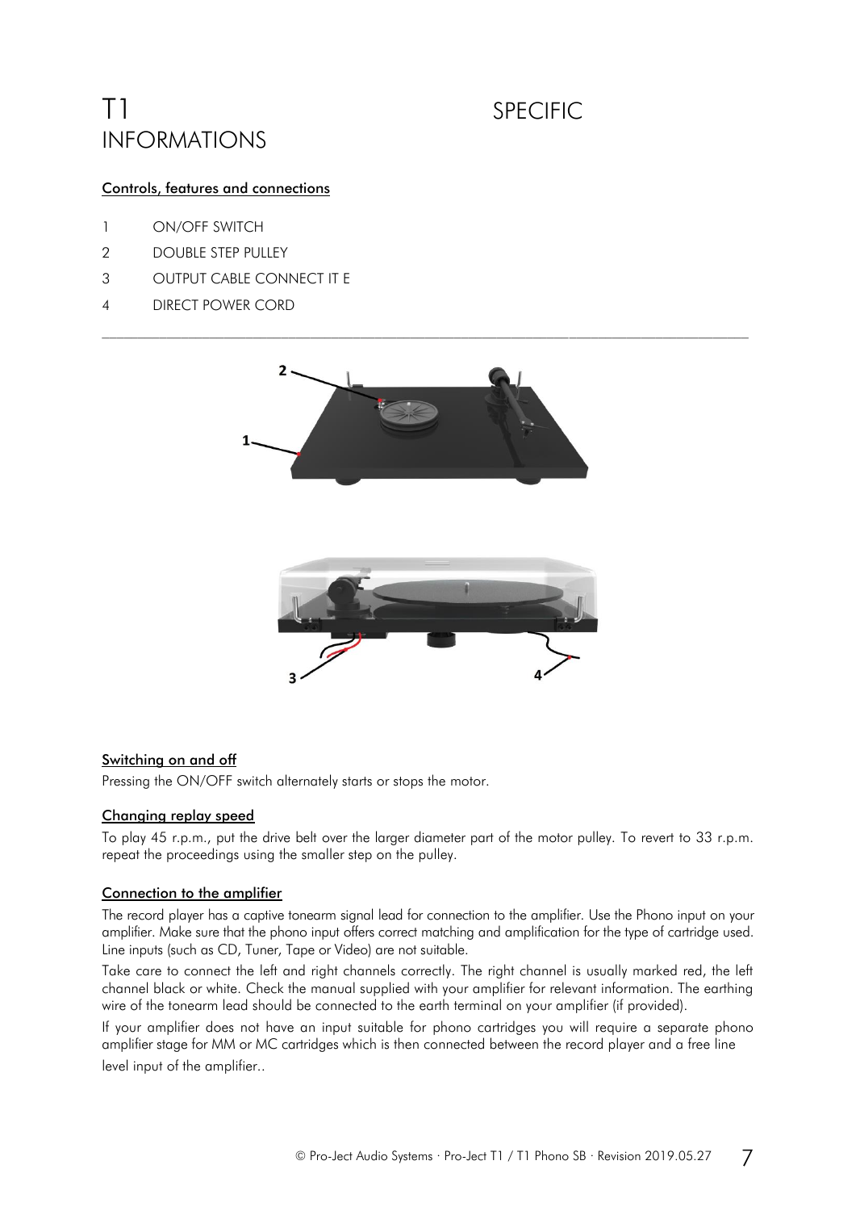# T1 INFORMATIONS

# SPECIFIC

## Controls, features and connections

1 ON/OFF SWITCH

2 DOUBLE STEP PULLEY

3 OUTPUT CABLE CONNECT IT E

4 DIRECT POWER CORD

---

### Switching on and off

Pressing the ON/OFF switch alternately starts or stops the motor.

### Changing replay speed

To play 45 r.p.m., put the drive belt over the larger diameter part of the motor pulley. To revert to 33 r.p.m. repeat the proceedings using the smaller step on the pulley.

### Connection to the amplifier

The record player has a captive tonearm signal lead for connection to the amplifier. Use the Phono input on your amplifier. Make sure that the phono input offers correct matching and amplification for the type of cartridge used. Line inputs (such as CD, Tuner, Tape or Video) are not suitable.

Take care to connect the left and right channels correctly. The right channel is usually marked red, the left channel black or white. Check the manual supplied with your amplifier for relevant information. The earthing wire of the tonearm lead should be connected to the earth terminal on your amplifier (if provided).

If your amplifier does not have an input suitable for phono cartridges you will require a separate phono amplifier stage for MM or MC cartridges which is then connected between the record player and a free line level input of the amplifier..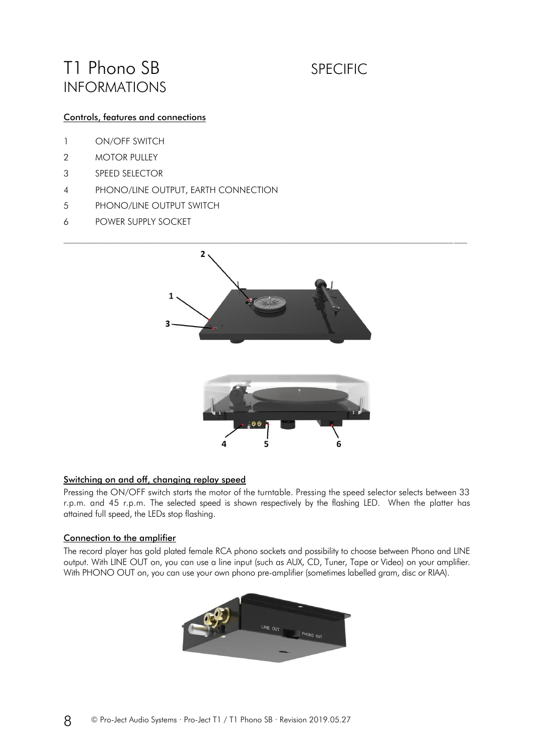# T1 Phono SB SPECIFIC INFORMATIONS

## Controls, features and connections

1 ON/OFF SWITCH
2 MOTOR PULLEY
3 SPEED SELECTOR
4 PHONO/LINE OUTPUT, EARTH CONNECTION
5 PHONO/LINE OUTPUT SWITCH
6 POWER SUPPLY SOCKET

## Switching on and off, changing replay speed

Pressing the ON/OFF switch starts the motor of the turntable. Pressing the speed selector selects between 33 r.p.m. and 45 r.p.m. The selected speed is shown respectively by the flashing LED. When the platter has attained full speed, the LEDs stop flashing.

## Connection to the amplifier

The record player has gold plated female RCA phono sockets and possibility to choose between Phono and LINE output. With LINE OUT on, you can use a line input (such as AUX, CD, Tuner, Tape or Video) on your amplifier. With PHONO OUT on, you can use your own phono pre-amplifier (sometimes labelled gram, disc or RIAA).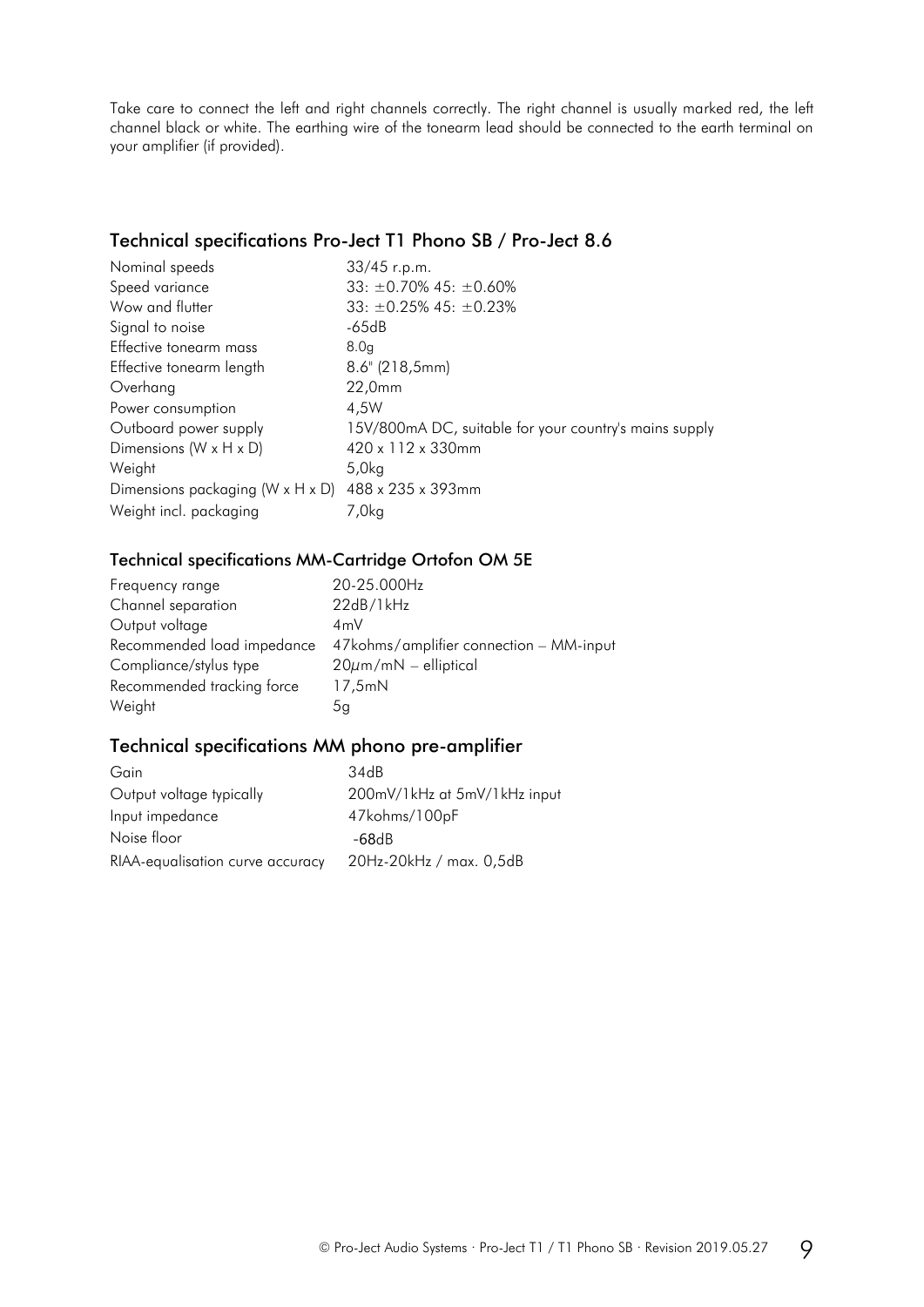Take care to connect the left and right channels correctly. The right channel is usually marked red, the left channel black or white. The earthing wire of the tonearm lead should be connected to the earth terminal on your amplifier (if provided).

## Technical specifications Pro-Ject T1 Phono SB / Pro-Ject 8.6

| | |
|---|---|
| Nominal speeds | 33/45 r.p.m. |
| Speed variance | 33: ±0.70% 45: ±0.60% |
| Wow and flutter | 33: ±0.25% 45: ±0.23% |
| Signal to noise | -65dB |
| Effective tonearm mass | 8.0g |
| Effective tonearm length | 8.6" (218,5mm) |
| Overhang | 22,0mm |
| Power consumption | 4,5W |
| Outboard power supply | 15V/800mA DC, suitable for your country's mains supply |
| Dimensions (W x H x D) | 420 x 112 x 330mm |
| Weight | 5,0kg |
| Dimensions packaging (W x H x D) | 488 x 235 x 393mm |
| Weight incl. packaging | 7,0kg |

## Technical specifications MM-Cartridge Ortofon OM 5E

| | |
|---|---|
| Frequency range | 20-25.000Hz |
| Channel separation | 22dB/1kHz |
| Output voltage | 4mV |
| Recommended load impedance | 47kohms/amplifier connection – MM-input |
| Compliance/stylus type | 20μm/mN – elliptical |
| Recommended tracking force | 17,5mN |
| Weight | 5g |

## Technical specifications MM phono pre-amplifier

| | |
|---|---|
| Gain | 34dB |
| Output voltage typically | 200mV/1kHz at 5mV/1kHz input |
| Input impedance | 47kohms/100pF |
| Noise floor | -68dB |
| RIAA-equalisation curve accuracy | 20Hz-20kHz / max. 0,5dB |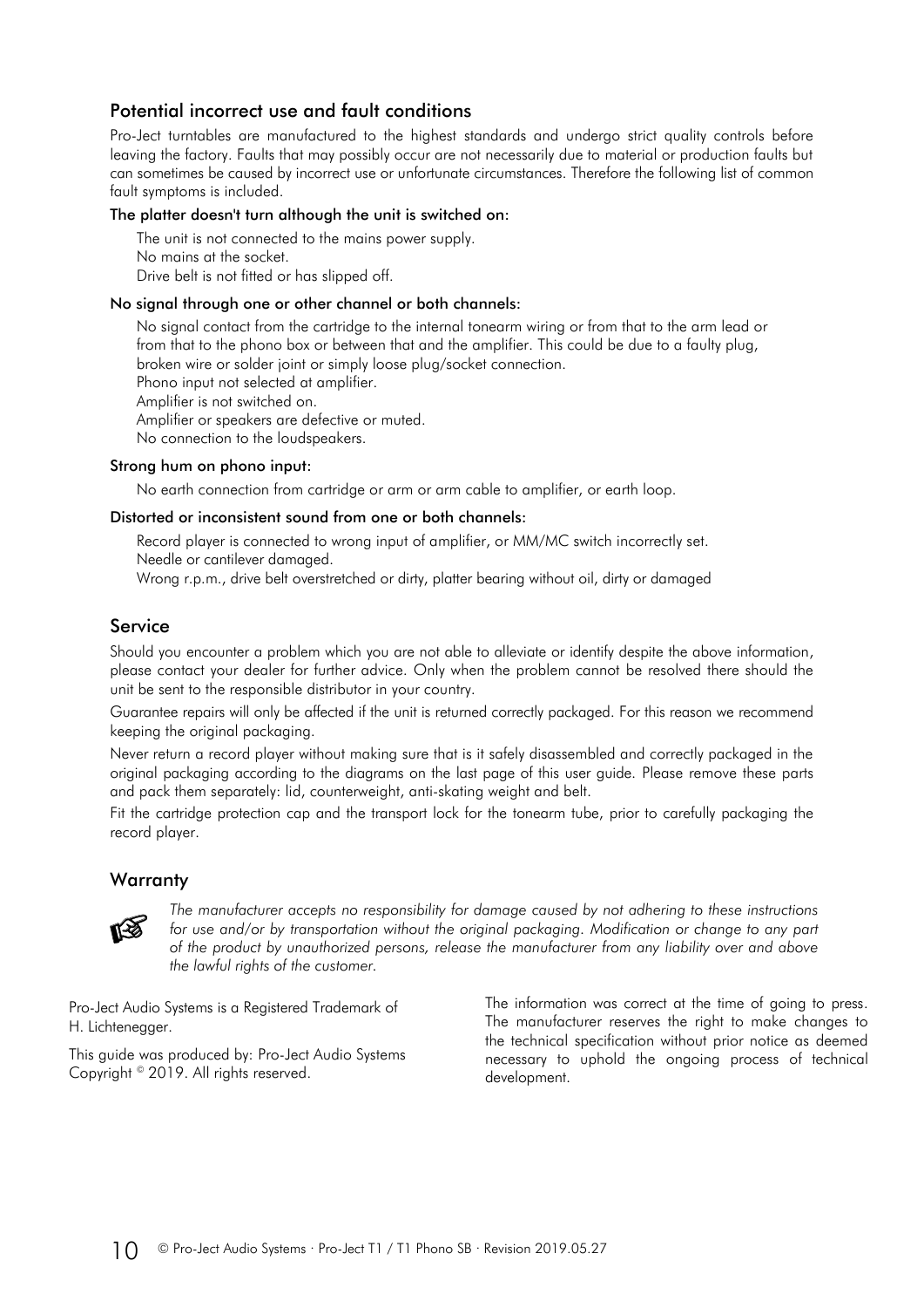## Potential incorrect use and fault conditions

Pro-Ject turntables are manufactured to the highest standards and undergo strict quality controls before leaving the factory. Faults that may possibly occur are not necessarily due to material or production faults but can sometimes be caused by incorrect use or unfortunate circumstances. Therefore the following list of common fault symptoms is included.

### The platter doesn't turn although the unit is switched on:

The unit is not connected to the mains power supply.
No mains at the socket.
Drive belt is not fitted or has slipped off.

### No signal through one or other channel or both channels:

No signal contact from the cartridge to the internal tonearm wiring or from that to the arm lead or from that to the phono box or between that and the amplifier. This could be due to a faulty plug, broken wire or solder joint or simply loose plug/socket connection.
Phono input not selected at amplifier.
Amplifier is not switched on.
Amplifier or speakers are defective or muted.
No connection to the loudspeakers.

### Strong hum on phono input:

No earth connection from cartridge or arm or arm cable to amplifier, or earth loop.

### Distorted or inconsistent sound from one or both channels:

Record player is connected to wrong input of amplifier, or MM/MC switch incorrectly set.
Needle or cantilever damaged.
Wrong r.p.m., drive belt overstretched or dirty, platter bearing without oil, dirty or damaged

## Service

Should you encounter a problem which you are not able to alleviate or identify despite the above information, please contact your dealer for further advice. Only when the problem cannot be resolved there should the unit be sent to the responsible distributor in your country.

Guarantee repairs will only be affected if the unit is returned correctly packaged. For this reason we recommend keeping the original packaging.

Never return a record player without making sure that is it safely disassembled and correctly packaged in the original packaging according to the diagrams on the last page of this user guide. Please remove these parts and pack them separately: lid, counterweight, anti-skating weight and belt.

Fit the cartridge protection cap and the transport lock for the tonearm tube, prior to carefully packaging the record player.

## Warranty

☞ *The manufacturer accepts no responsibility for damage caused by not adhering to these instructions for use and/or by transportation without the original packaging. Modification or change to any part of the product by unauthorized persons, release the manufacturer from any liability over and above the lawful rights of the customer.*

Pro-Ject Audio Systems is a Registered Trademark of H. Lichtenegger.

This guide was produced by: Pro-Ject Audio Systems
Copyright © 2019. All rights reserved.

The information was correct at the time of going to press. The manufacturer reserves the right to make changes to the technical specification without prior notice as deemed necessary to uphold the ongoing process of technical development.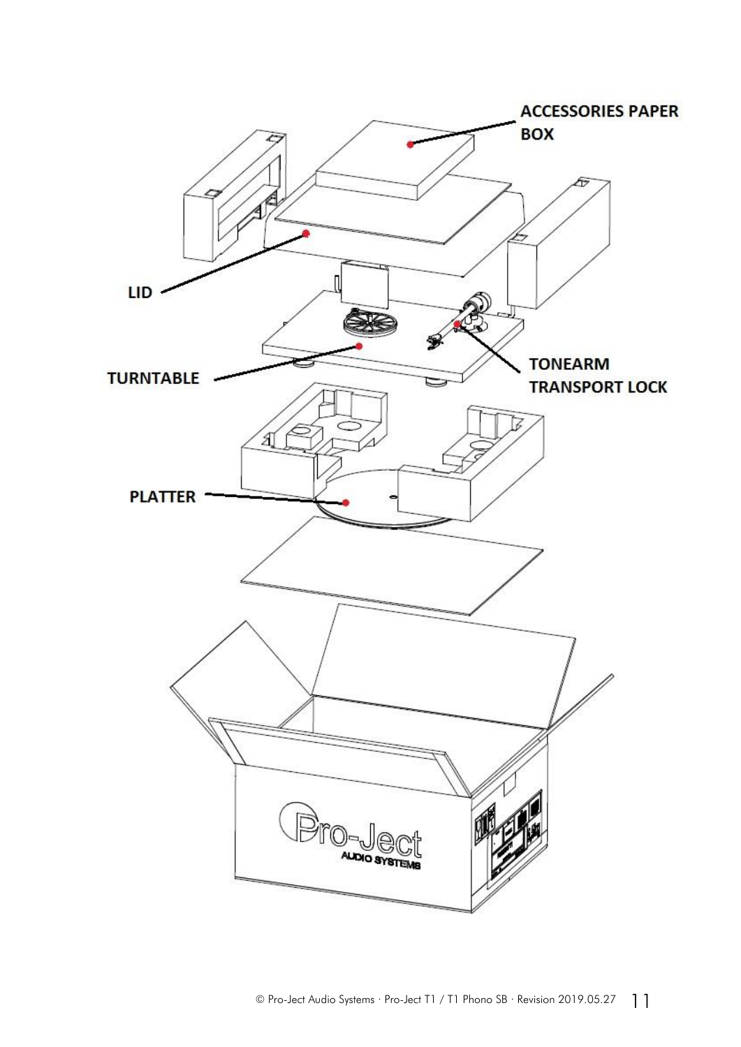ACCESSORIES PAPER BOX

LID

TURNTABLE

TONEARM TRANSPORT LOCK

PLATTER

© Pro-Ject Audio Systems · Pro-Ject T1 / T1 Phono SB · Revision 2019.05.27